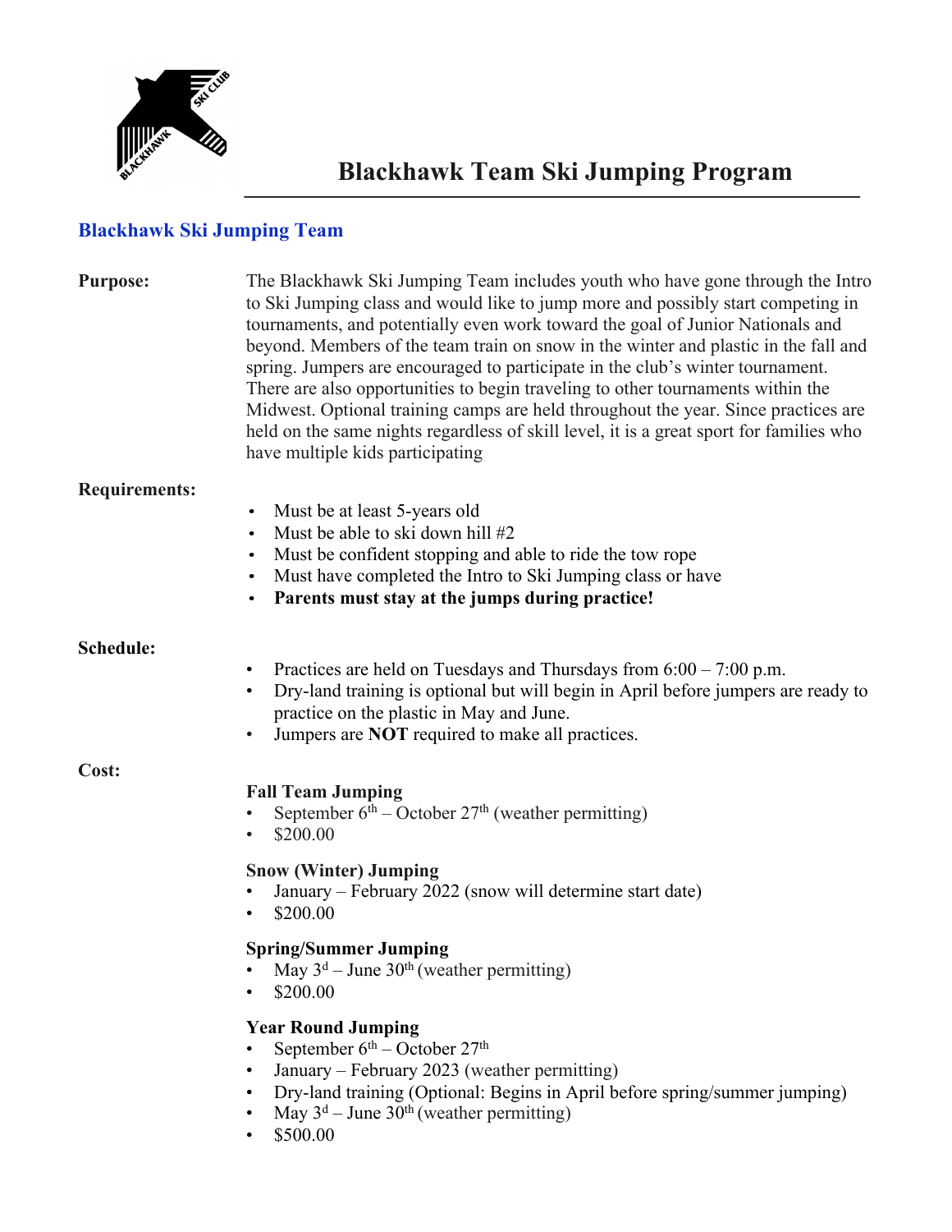# Blackhawk Team Ski Jumping Program

## Blackhawk Ski Jumping Team

**Purpose:**

The Blackhawk Ski Jumping Team includes youth who have gone through the Intro to Ski Jumping class and would like to jump more and possibly start competing in tournaments, and potentially even work toward the goal of Junior Nationals and beyond. Members of the team train on snow in the winter and plastic in the fall and spring. Jumpers are encouraged to participate in the club's winter tournament. There are also opportunities to begin traveling to other tournaments within the Midwest. Optional training camps are held throughout the year. Since practices are held on the same nights regardless of skill level, it is a great sport for families who have multiple kids participating

**Requirements:**

- Must be at least 5-years old
- Must be able to ski down hill #2
- Must be confident stopping and able to ride the tow rope
- Must have completed the Intro to Ski Jumping class or have
- **Parents must stay at the jumps during practice!**

**Schedule:**

- Practices are held on Tuesdays and Thursdays from 6:00 – 7:00 p.m.
- Dry-land training is optional but will begin in April before jumpers are ready to practice on the plastic in May and June.
- Jumpers are **NOT** required to make all practices.

**Cost:**

**Fall Team Jumping**
- September 6th – October 27th (weather permitting)
- $200.00

**Snow (Winter) Jumping**
- January – February 2022 (snow will determine start date)
- $200.00

**Spring/Summer Jumping**
- May 3d – June 30th (weather permitting)
- $200.00

**Year Round Jumping**
- September 6th – October 27th
- January – February 2023 (weather permitting)
- Dry-land training (Optional: Begins in April before spring/summer jumping)
- May 3d – June 30th (weather permitting)
- $500.00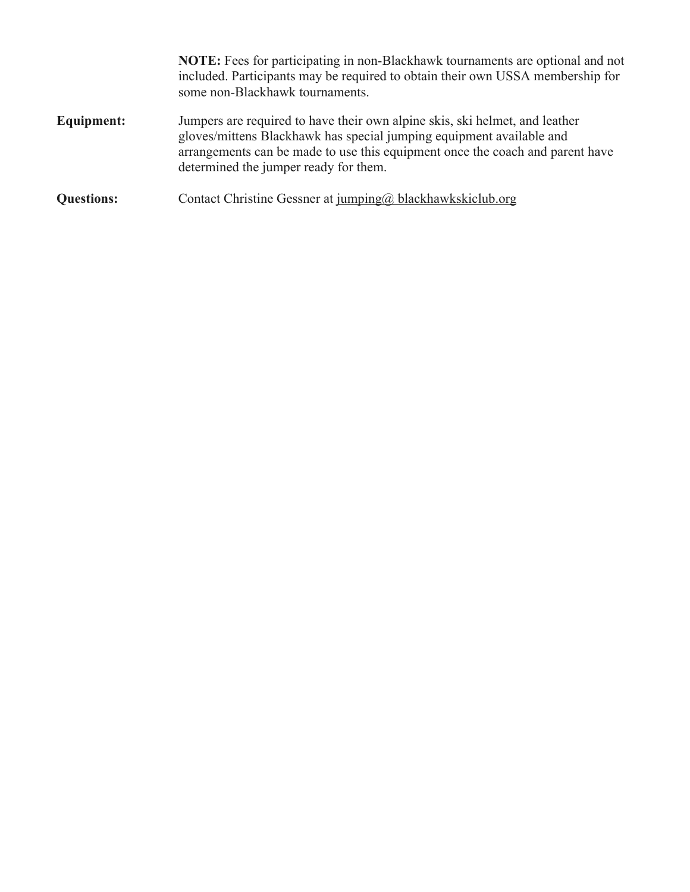**NOTE:** Fees for participating in non-Blackhawk tournaments are optional and not included. Participants may be required to obtain their own USSA membership for some non-Blackhawk tournaments.

**Equipment:** Jumpers are required to have their own alpine skis, ski helmet, and leather gloves/mittens Blackhawk has special jumping equipment available and arrangements can be made to use this equipment once the coach and parent have determined the jumper ready for them.

**Questions:** Contact Christine Gessner at jumping@ blackhawkskiclub.org